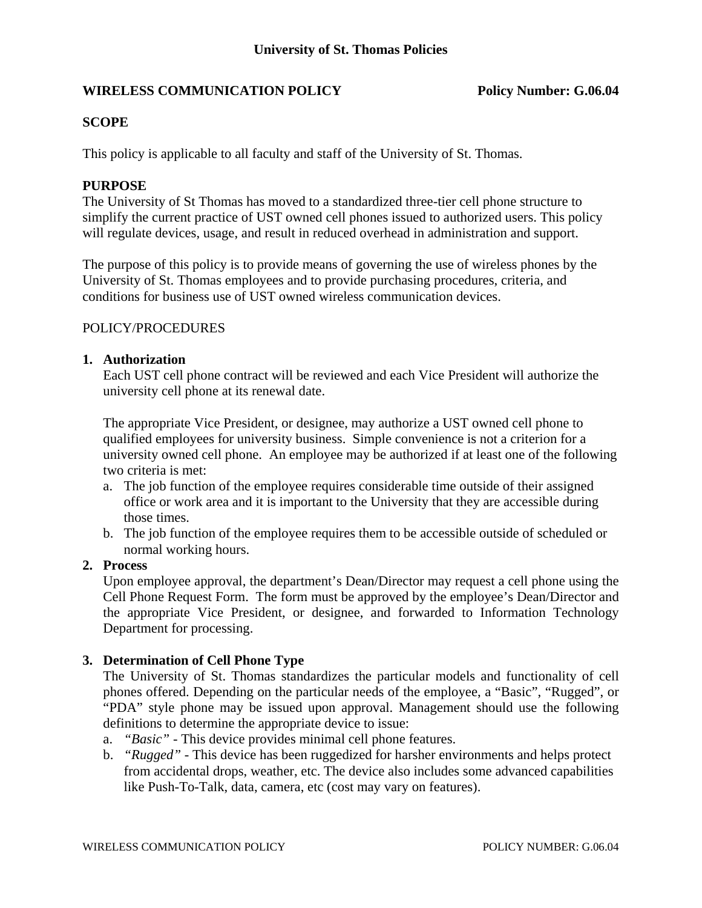# University of St. Thomas Policies

**WIRELESS COMMUNICATION POLICY** **Policy Number: G.06.04**

## SCOPE

This policy is applicable to all faculty and staff of the University of St. Thomas.

## PURPOSE

The University of St Thomas has moved to a standardized three-tier cell phone structure to simplify the current practice of UST owned cell phones issued to authorized users. This policy will regulate devices, usage, and result in reduced overhead in administration and support.

The purpose of this policy is to provide means of governing the use of wireless phones by the University of St. Thomas employees and to provide purchasing procedures, criteria, and conditions for business use of UST owned wireless communication devices.

POLICY/PROCEDURES

1. **Authorization**
   Each UST cell phone contract will be reviewed and each Vice President will authorize the university cell phone at its renewal date.

   The appropriate Vice President, or designee, may authorize a UST owned cell phone to qualified employees for university business. Simple convenience is not a criterion for a university owned cell phone. An employee may be authorized if at least one of the following two criteria is met:
   a. The job function of the employee requires considerable time outside of their assigned office or work area and it is important to the University that they are accessible during those times.
   b. The job function of the employee requires them to be accessible outside of scheduled or normal working hours.
2. **Process**
   Upon employee approval, the department's Dean/Director may request a cell phone using the Cell Phone Request Form. The form must be approved by the employee's Dean/Director and the appropriate Vice President, or designee, and forwarded to Information Technology Department for processing.

3. **Determination of Cell Phone Type**
   The University of St. Thomas standardizes the particular models and functionality of cell phones offered. Depending on the particular needs of the employee, a "Basic", "Rugged", or "PDA" style phone may be issued upon approval. Management should use the following definitions to determine the appropriate device to issue:
   a. *"Basic"* - This device provides minimal cell phone features.
   b. *"Rugged"* - This device has been ruggedized for harsher environments and helps protect from accidental drops, weather, etc. The device also includes some advanced capabilities like Push-To-Talk, data, camera, etc (cost may vary on features).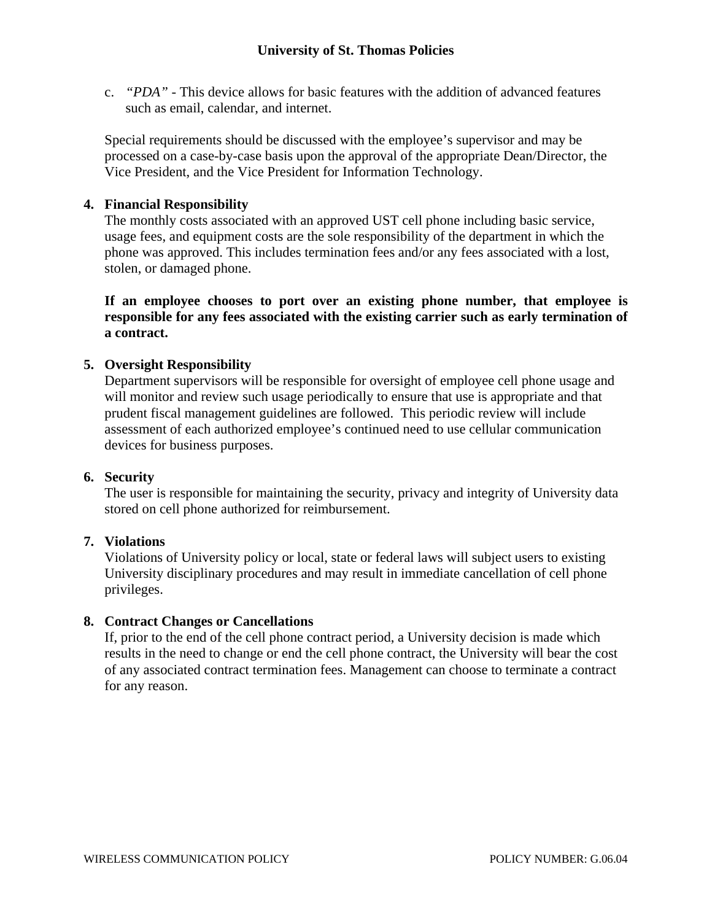c. *"PDA"* - This device allows for basic features with the addition of advanced features such as email, calendar, and internet.

Special requirements should be discussed with the employee's supervisor and may be processed on a case-by-case basis upon the approval of the appropriate Dean/Director, the Vice President, and the Vice President for Information Technology.

4. **Financial Responsibility**

   The monthly costs associated with an approved UST cell phone including basic service, usage fees, and equipment costs are the sole responsibility of the department in which the phone was approved. This includes termination fees and/or any fees associated with a lost, stolen, or damaged phone.

   **If an employee chooses to port over an existing phone number, that employee is responsible for any fees associated with the existing carrier such as early termination of a contract.**

5. **Oversight Responsibility**

   Department supervisors will be responsible for oversight of employee cell phone usage and will monitor and review such usage periodically to ensure that use is appropriate and that prudent fiscal management guidelines are followed. This periodic review will include assessment of each authorized employee's continued need to use cellular communication devices for business purposes.

6. **Security**

   The user is responsible for maintaining the security, privacy and integrity of University data stored on cell phone authorized for reimbursement.

7. **Violations**

   Violations of University policy or local, state or federal laws will subject users to existing University disciplinary procedures and may result in immediate cancellation of cell phone privileges.

8. **Contract Changes or Cancellations**

   If, prior to the end of the cell phone contract period, a University decision is made which results in the need to change or end the cell phone contract, the University will bear the cost of any associated contract termination fees. Management can choose to terminate a contract for any reason.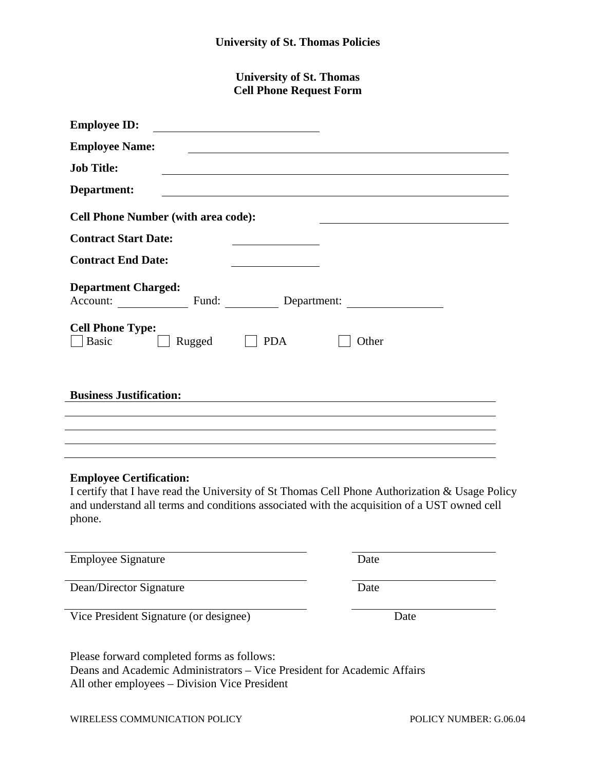## University of St. Thomas
## Cell Phone Request Form

**Employee ID:** ______________________

**Employee Name:** ______________________

**Job Title:** ______________________

**Department:** ______________________

**Cell Phone Number (with area code):** ______________________

**Contract Start Date:** ______________

**Contract End Date:** ______________

**Department Charged:**
Account: __________ Fund: __________ Department: __________

**Cell Phone Type:**
☐ Basic ☐ Rugged ☐ PDA ☐ Other

**Business Justification:** ______________________

______________________________________________

______________________________________________

______________________________________________

______________________________________________

**Employee Certification:**
I certify that I have read the University of St Thomas Cell Phone Authorization & Usage Policy and understand all terms and conditions associated with the acquisition of a UST owned cell phone.

______________________________ ______________
Employee Signature Date

______________________________ ______________
Dean/Director Signature Date

______________________________ ______________
Vice President Signature (or designee) Date

Please forward completed forms as follows:
Deans and Academic Administrators – Vice President for Academic Affairs
All other employees – Division Vice President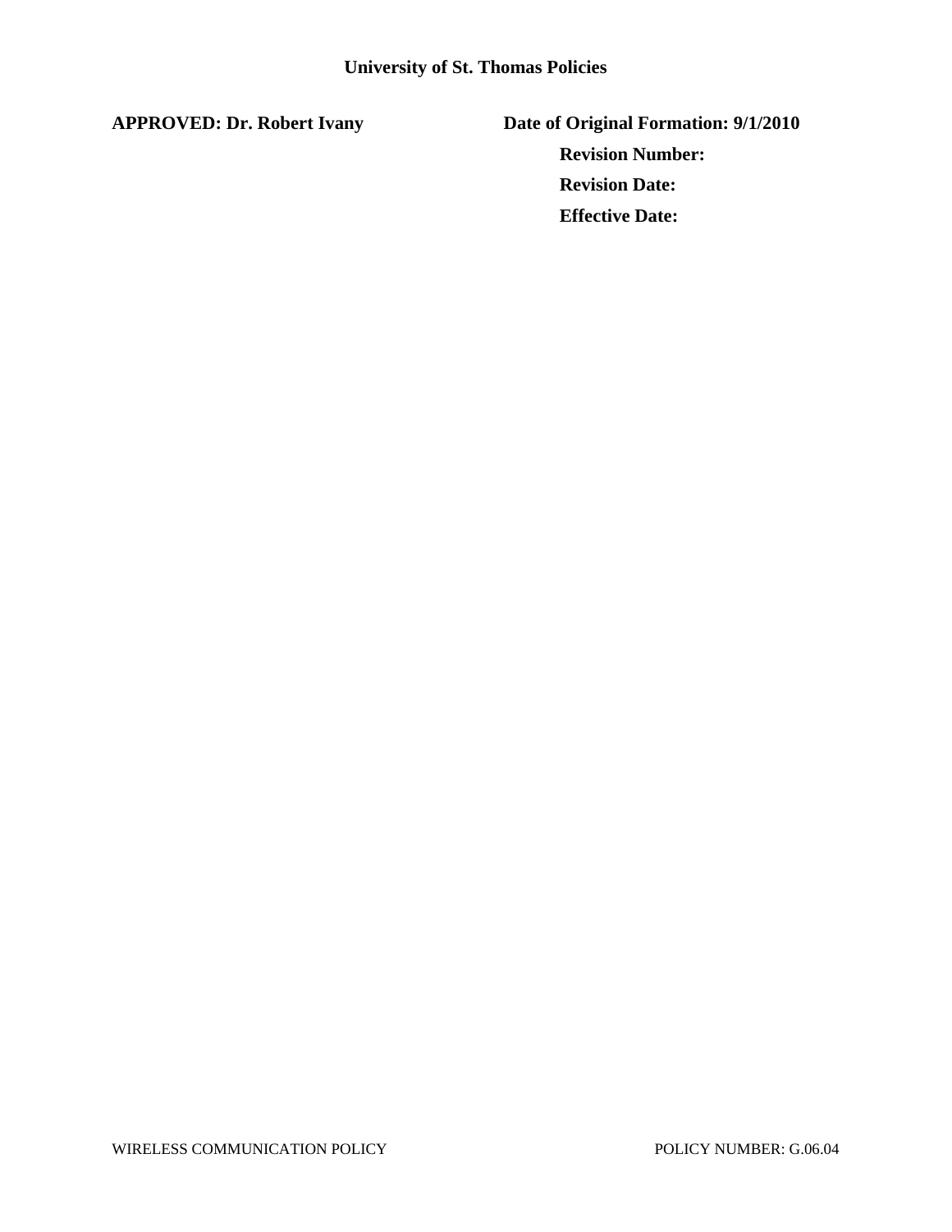**University of St. Thomas Policies**

**APPROVED: Dr. Robert Ivany**

**Date of Original Formation: 9/1/2010**

**Revision Number:**

**Revision Date:**

**Effective Date:**

WIRELESS COMMUNICATION POLICY

POLICY NUMBER: G.06.04